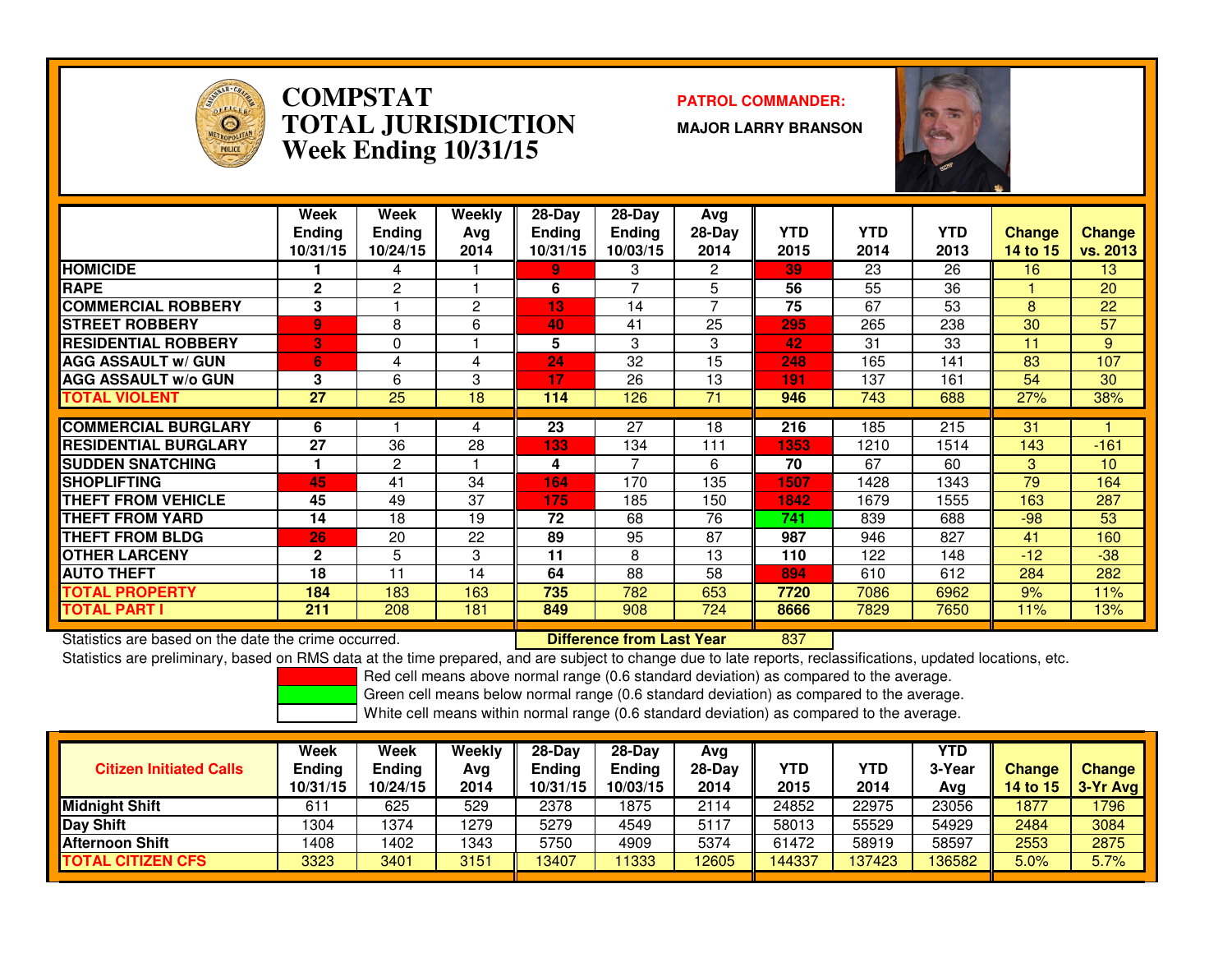# COMPSTAT TOTAL JURISDICTION Week Ending 10/31/15

**PATROL COMMANDER:**

**MAJOR LARRY BRANSON**

| | Week Ending 10/31/15 | Week Ending 10/24/15 | Weekly Avg 2014 | 28-Day Ending 10/31/15 | 28-Day Ending 10/03/15 | Avg 28-Day 2014 | YTD 2015 | YTD 2014 | YTD 2013 | Change 14 to 15 | Change vs. 2013 |
|---|---|---|---|---|---|---|---|---|---|---|---|
| HOMICIDE | 1 | 4 | 1 | 9 | 3 | 2 | 39 | 23 | 26 | 16 | 13 |
| RAPE | 2 | 2 | 1 | 6 | 7 | 5 | 56 | 55 | 36 | 1 | 20 |
| COMMERCIAL ROBBERY | 3 | 1 | 2 | 13 | 14 | 7 | 75 | 67 | 53 | 8 | 22 |
| STREET ROBBERY | 9 | 8 | 6 | 40 | 41 | 25 | 295 | 265 | 238 | 30 | 57 |
| RESIDENTIAL ROBBERY | 3 | 0 | 1 | 5 | 3 | 3 | 42 | 31 | 33 | 11 | 9 |
| AGG ASSAULT w/ GUN | 6 | 4 | 4 | 24 | 32 | 15 | 248 | 165 | 141 | 83 | 107 |
| AGG ASSAULT w/o GUN | 3 | 6 | 3 | 17 | 26 | 13 | 191 | 137 | 161 | 54 | 30 |
| TOTAL VIOLENT | 27 | 25 | 18 | 114 | 126 | 71 | 946 | 743 | 688 | 27% | 38% |
| COMMERCIAL BURGLARY | 6 | 1 | 4 | 23 | 27 | 18 | 216 | 185 | 215 | 31 | 1 |
| RESIDENTIAL BURGLARY | 27 | 36 | 28 | 133 | 134 | 111 | 1353 | 1210 | 1514 | 143 | -161 |
| SUDDEN SNATCHING | 1 | 2 | 1 | 4 | 7 | 6 | 70 | 67 | 60 | 3 | 10 |
| SHOPLIFTING | 45 | 41 | 34 | 164 | 170 | 135 | 1507 | 1428 | 1343 | 79 | 164 |
| THEFT FROM VEHICLE | 45 | 49 | 37 | 175 | 185 | 150 | 1842 | 1679 | 1555 | 163 | 287 |
| THEFT FROM YARD | 14 | 18 | 19 | 72 | 68 | 76 | 741 | 839 | 688 | -98 | 53 |
| THEFT FROM BLDG | 26 | 20 | 22 | 89 | 95 | 87 | 987 | 946 | 827 | 41 | 160 |
| OTHER LARCENY | 2 | 5 | 3 | 11 | 8 | 13 | 110 | 122 | 148 | -12 | -38 |
| AUTO THEFT | 18 | 11 | 14 | 64 | 88 | 58 | 894 | 610 | 612 | 284 | 282 |
| TOTAL PROPERTY | 184 | 183 | 163 | 735 | 782 | 653 | 7720 | 7086 | 6962 | 9% | 11% |
| TOTAL PART I | 211 | 208 | 181 | 849 | 908 | 724 | 8666 | 7829 | 7650 | 11% | 13% |

Statistics are based on the date the crime occurred.

**Difference from Last Year** 837

Statistics are preliminary, based on RMS data at the time prepared, and are subject to change due to late reports, reclassifications, updated locations, etc.

Red cell means above normal range (0.6 standard deviation) as compared to the average.
Green cell means below normal range (0.6 standard deviation) as compared to the average.
White cell means within normal range (0.6 standard deviation) as compared to the average.

| Citizen Initiated Calls | Week Ending 10/31/15 | Week Ending 10/24/15 | Weekly Avg 2014 | 28-Day Ending 10/31/15 | 28-Day Ending 10/03/15 | Avg 28-Day 2014 | YTD 2015 | YTD 2014 | YTD 3-Year Avg | Change 14 to 15 | Change 3-Yr Avg |
|---|---|---|---|---|---|---|---|---|---|---|---|
| Midnight Shift | 611 | 625 | 529 | 2378 | 1875 | 2114 | 24852 | 22975 | 23056 | 1877 | 1796 |
| Day Shift | 1304 | 1374 | 1279 | 5279 | 4549 | 5117 | 58013 | 55529 | 54929 | 2484 | 3084 |
| Afternoon Shift | 1408 | 1402 | 1343 | 5750 | 4909 | 5374 | 61472 | 58919 | 58597 | 2553 | 2875 |
| TOTAL CITIZEN CFS | 3323 | 3401 | 3151 | 13407 | 11333 | 12605 | 144337 | 137423 | 136582 | 5.0% | 5.7% |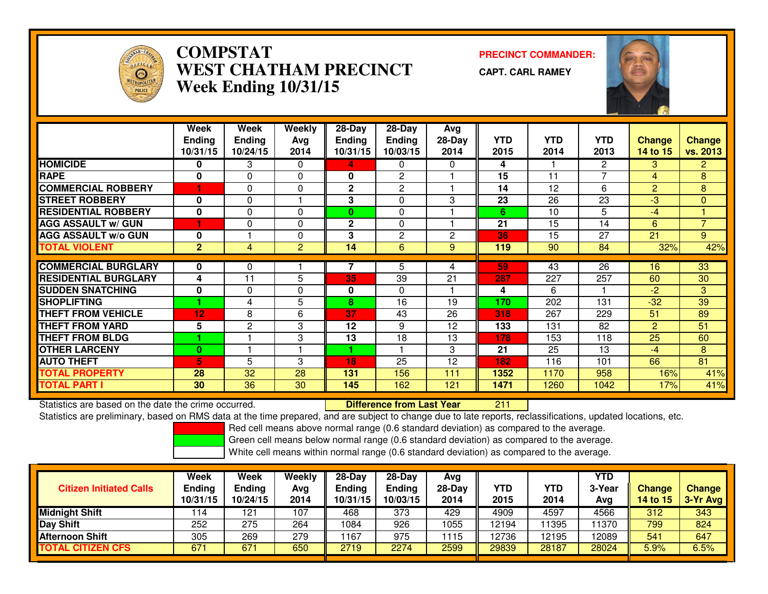# COMPSTAT
# WEST CHATHAM PRECINCT
## Week Ending 10/31/15

**PRECINCT COMMANDER:**

**CAPT. CARL RAMEY**

| | Week Ending 10/31/15 | Week Ending 10/24/15 | Weekly Avg 2014 | 28-Day Ending 10/31/15 | 28-Day Ending 10/03/15 | Avg 28-Day 2014 | YTD 2015 | YTD 2014 | YTD 2013 | Change 14 to 15 | Change vs. 2013 |
|---|---|---|---|---|---|---|---|---|---|---|---|
| HOMICIDE | 0 | 3 | 0 | 4 | 0 | 0 | 4 | 1 | 2 | 3 | 2 |
| RAPE | 0 | 0 | 0 | 0 | 2 | 1 | 15 | 11 | 7 | 4 | 8 |
| COMMERCIAL ROBBERY | 1 | 0 | 0 | 2 | 2 | 1 | 14 | 12 | 6 | 2 | 8 |
| STREET ROBBERY | 0 | 0 | 1 | 3 | 0 | 3 | 23 | 26 | 23 | -3 | 0 |
| RESIDENTIAL ROBBERY | 0 | 0 | 0 | 0 | 0 | 1 | 6 | 10 | 5 | -4 | 1 |
| AGG ASSAULT w/ GUN | 1 | 0 | 0 | 2 | 0 | 1 | 21 | 15 | 14 | 6 | 7 |
| AGG ASSAULT w/o GUN | 0 | 1 | 0 | 3 | 2 | 2 | 36 | 15 | 27 | 21 | 9 |
| TOTAL VIOLENT | 2 | 4 | 2 | 14 | 6 | 9 | 119 | 90 | 84 | 32% | 42% |
| COMMERCIAL BURGLARY | 0 | 0 | 1 | 7 | 5 | 4 | 59 | 43 | 26 | 16 | 33 |
| RESIDENTIAL BURGLARY | 4 | 11 | 5 | 35 | 39 | 21 | 287 | 227 | 257 | 60 | 30 |
| SUDDEN SNATCHING | 0 | 0 | 0 | 0 | 0 | 1 | 4 | 6 | 1 | -2 | 3 |
| SHOPLIFTING | 1 | 4 | 5 | 8 | 16 | 19 | 170 | 202 | 131 | -32 | 39 |
| THEFT FROM VEHICLE | 12 | 8 | 6 | 37 | 43 | 26 | 318 | 267 | 229 | 51 | 89 |
| THEFT FROM YARD | 5 | 2 | 3 | 12 | 9 | 12 | 133 | 131 | 82 | 2 | 51 |
| THEFT FROM BLDG | 1 | 1 | 3 | 13 | 18 | 13 | 178 | 153 | 118 | 25 | 60 |
| OTHER LARCENY | 0 | 1 | 1 | 1 | 1 | 3 | 21 | 25 | 13 | -4 | 8 |
| AUTO THEFT | 5 | 5 | 3 | 18 | 25 | 12 | 182 | 116 | 101 | 66 | 81 |
| TOTAL PROPERTY | 28 | 32 | 28 | 131 | 156 | 111 | 1352 | 1170 | 958 | 16% | 41% |
| TOTAL PART I | 30 | 36 | 30 | 145 | 162 | 121 | 1471 | 1260 | 1042 | 17% | 41% |

Statistics are based on the date the crime occurred. **Difference from Last Year** 211

Statistics are preliminary, based on RMS data at the time prepared, and are subject to change due to late reports, reclassifications, updated locations, etc.

Red cell means above normal range (0.6 standard deviation) as compared to the average.
Green cell means below normal range (0.6 standard deviation) as compared to the average.
White cell means within normal range (0.6 standard deviation) as compared to the average.

| Citizen Initiated Calls | Week Ending 10/31/15 | Week Ending 10/24/15 | Weekly Avg 2014 | 28-Day Ending 10/31/15 | 28-Day Ending 10/03/15 | Avg 28-Day 2014 | YTD 2015 | YTD 2014 | YTD 3-Year Avg | Change 14 to 15 | Change 3-Yr Avg |
|---|---|---|---|---|---|---|---|---|---|---|---|
| Midnight Shift | 114 | 121 | 107 | 468 | 373 | 429 | 4909 | 4597 | 4566 | 312 | 343 |
| Day Shift | 252 | 275 | 264 | 1084 | 926 | 1055 | 12194 | 11395 | 11370 | 799 | 824 |
| Afternoon Shift | 305 | 269 | 279 | 1167 | 975 | 1115 | 12736 | 12195 | 12089 | 541 | 647 |
| TOTAL CITIZEN CFS | 671 | 671 | 650 | 2719 | 2274 | 2599 | 29839 | 28187 | 28024 | 5.9% | 6.5% |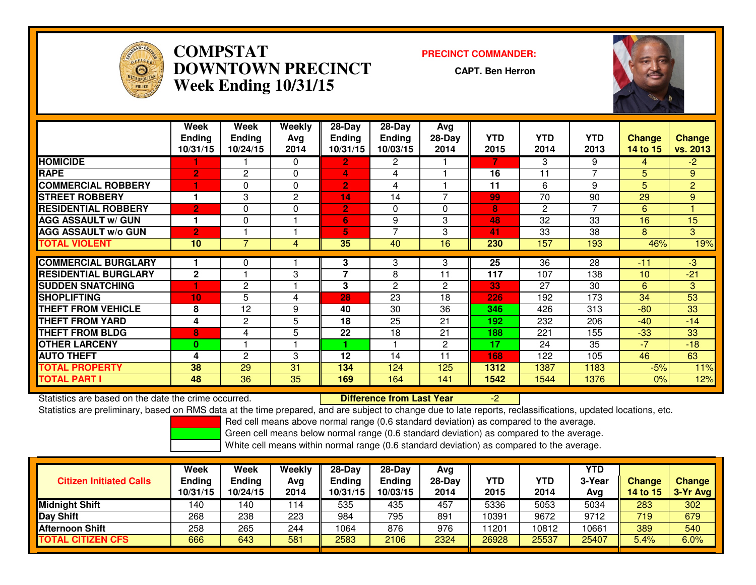# COMPSTAT DOWNTOWN PRECINCT
## Week Ending 10/31/15

**PRECINCT COMMANDER:**

**CAPT. Ben Herron**

| | Week Ending 10/31/15 | Week Ending 10/24/15 | Weekly Avg 2014 | 28-Day Ending 10/31/15 | 28-Day Ending 10/03/15 | Avg 28-Day 2014 | YTD 2015 | YTD 2014 | YTD 2013 | Change 14 to 15 | Change vs. 2013 |
|---|---|---|---|---|---|---|---|---|---|---|---|
| HOMICIDE | 1 | 1 | 0 | 2 | 2 | 1 | 7 | 3 | 9 | 4 | -2 |
| RAPE | 2 | 2 | 0 | 4 | 4 | 1 | 16 | 11 | 7 | 5 | 9 |
| COMMERCIAL ROBBERY | 1 | 0 | 0 | 2 | 4 | 1 | 11 | 6 | 9 | 5 | 2 |
| STREET ROBBERY | 1 | 3 | 2 | 14 | 14 | 7 | 99 | 70 | 90 | 29 | 9 |
| RESIDENTIAL ROBBERY | 2 | 0 | 0 | 2 | 0 | 0 | 8 | 2 | 7 | 6 | 1 |
| AGG ASSAULT w/ GUN | 1 | 0 | 1 | 6 | 9 | 3 | 48 | 32 | 33 | 16 | 15 |
| AGG ASSAULT w/o GUN | 2 | 1 | 1 | 5 | 7 | 3 | 41 | 33 | 38 | 8 | 3 |
| TOTAL VIOLENT | 10 | 7 | 4 | 35 | 40 | 16 | 230 | 157 | 193 | 46% | 19% |
| COMMERCIAL BURGLARY | 1 | 0 | 1 | 3 | 3 | 3 | 25 | 36 | 28 | -11 | -3 |
| RESIDENTIAL BURGLARY | 2 | 1 | 3 | 7 | 8 | 11 | 117 | 107 | 138 | 10 | -21 |
| SUDDEN SNATCHING | 1 | 2 | 1 | 3 | 2 | 2 | 33 | 27 | 30 | 6 | 3 |
| SHOPLIFTING | 10 | 5 | 4 | 28 | 23 | 18 | 226 | 192 | 173 | 34 | 53 |
| THEFT FROM VEHICLE | 8 | 12 | 9 | 40 | 30 | 36 | 346 | 426 | 313 | -80 | 33 |
| THEFT FROM YARD | 4 | 2 | 5 | 18 | 25 | 21 | 192 | 232 | 206 | -40 | -14 |
| THEFT FROM BLDG | 8 | 4 | 5 | 22 | 18 | 21 | 188 | 221 | 155 | -33 | 33 |
| OTHER LARCENY | 0 | 1 | 1 | 1 | 1 | 2 | 17 | 24 | 35 | -7 | -18 |
| AUTO THEFT | 4 | 2 | 3 | 12 | 14 | 11 | 168 | 122 | 105 | 46 | 63 |
| TOTAL PROPERTY | 38 | 29 | 31 | 134 | 124 | 125 | 1312 | 1387 | 1183 | -5% | 11% |
| TOTAL PART I | 48 | 36 | 35 | 169 | 164 | 141 | 1542 | 1544 | 1376 | 0% | 12% |

Statistics are based on the date the crime occurred. **Difference from Last Year** -2

Statistics are preliminary, based on RMS data at the time prepared, and are subject to change due to late reports, reclassifications, updated locations, etc.

Red cell means above normal range (0.6 standard deviation) as compared to the average.
Green cell means below normal range (0.6 standard deviation) as compared to the average.
White cell means within normal range (0.6 standard deviation) as compared to the average.

| Citizen Initiated Calls | Week Ending 10/31/15 | Week Ending 10/24/15 | Weekly Avg 2014 | 28-Day Ending 10/31/15 | 28-Day Ending 10/03/15 | Avg 28-Day 2014 | YTD 2015 | YTD 2014 | YTD 3-Year Avg | Change 14 to 15 | Change 3-Yr Avg |
|---|---|---|---|---|---|---|---|---|---|---|---|
| Midnight Shift | 140 | 140 | 114 | 535 | 435 | 457 | 5336 | 5053 | 5034 | 283 | 302 |
| Day Shift | 268 | 238 | 223 | 984 | 795 | 891 | 10391 | 9672 | 9712 | 719 | 679 |
| Afternoon Shift | 258 | 265 | 244 | 1064 | 876 | 976 | 11201 | 10812 | 10661 | 389 | 540 |
| TOTAL CITIZEN CFS | 666 | 643 | 581 | 2583 | 2106 | 2324 | 26928 | 25537 | 25407 | 5.4% | 6.0% |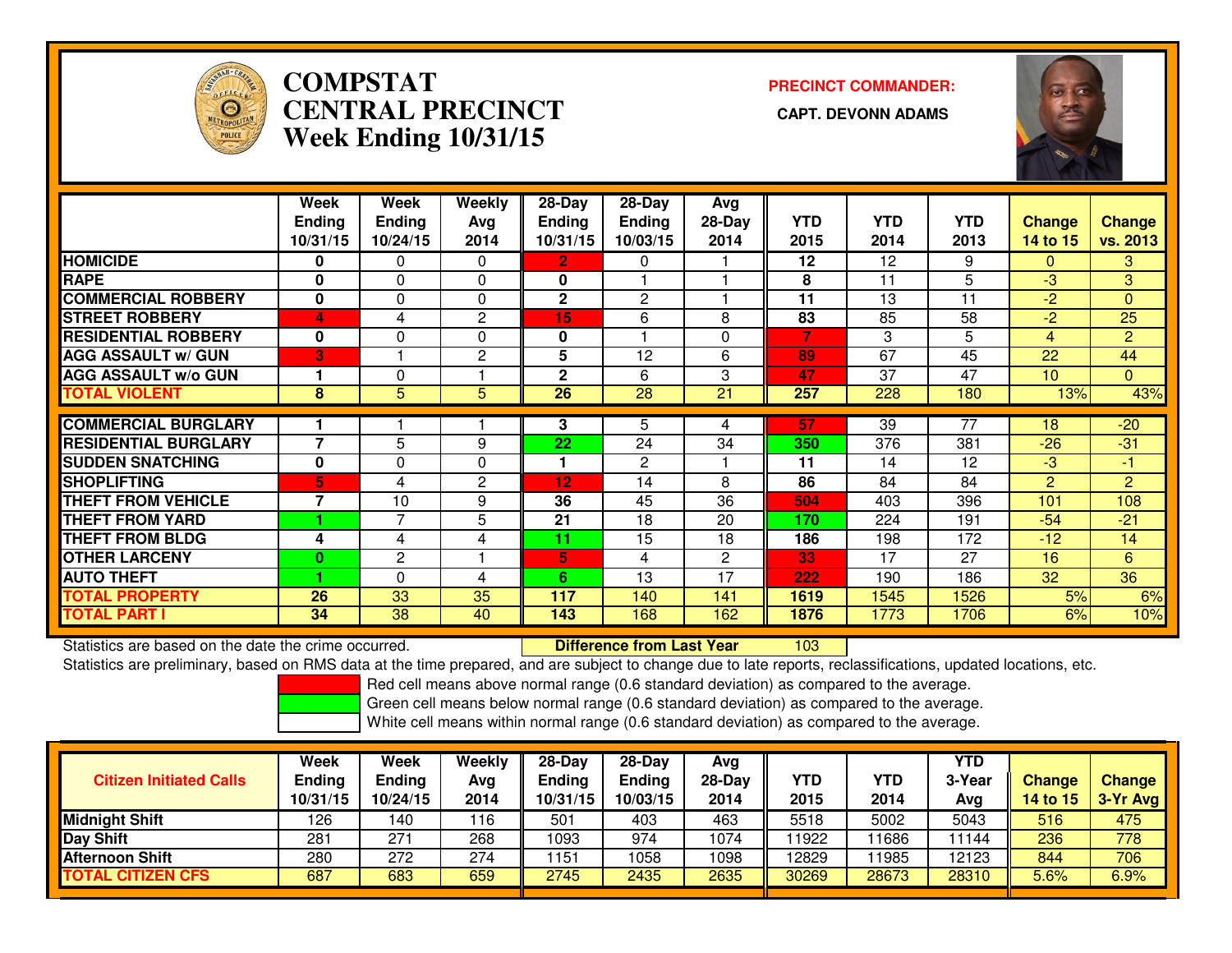# COMPSTAT CENTRAL PRECINCT
## Week Ending 10/31/15

**PRECINCT COMMANDER:**
**CAPT. DEVONN ADAMS**

| | Week Ending 10/31/15 | Week Ending 10/24/15 | Weekly Avg 2014 | 28-Day Ending 10/31/15 | 28-Day Ending 10/03/15 | Avg 28-Day 2014 | YTD 2015 | YTD 2014 | YTD 2013 | Change 14 to 15 | Change vs. 2013 |
|---|---|---|---|---|---|---|---|---|---|---|---|
| HOMICIDE | 0 | 0 | 0 | 2 | 0 | 1 | 12 | 12 | 9 | 0 | 3 |
| RAPE | 0 | 0 | 0 | 0 | 1 | 1 | 8 | 11 | 5 | -3 | 3 |
| COMMERCIAL ROBBERY | 0 | 0 | 0 | 2 | 2 | 1 | 11 | 13 | 11 | -2 | 0 |
| STREET ROBBERY | 4 | 4 | 2 | 15 | 6 | 8 | 83 | 85 | 58 | -2 | 25 |
| RESIDENTIAL ROBBERY | 0 | 0 | 0 | 0 | 1 | 0 | 7 | 3 | 5 | 4 | 2 |
| AGG ASSAULT w/ GUN | 3 | 1 | 2 | 5 | 12 | 6 | 89 | 67 | 45 | 22 | 44 |
| AGG ASSAULT w/o GUN | 1 | 0 | 1 | 2 | 6 | 3 | 47 | 37 | 47 | 10 | 0 |
| TOTAL VIOLENT | 8 | 5 | 5 | 26 | 28 | 21 | 257 | 228 | 180 | 13% | 43% |
| COMMERCIAL BURGLARY | 1 | 1 | 1 | 3 | 5 | 4 | 57 | 39 | 77 | 18 | -20 |
| RESIDENTIAL BURGLARY | 7 | 5 | 9 | 22 | 24 | 34 | 350 | 376 | 381 | -26 | -31 |
| SUDDEN SNATCHING | 0 | 0 | 0 | 1 | 2 | 1 | 11 | 14 | 12 | -3 | -1 |
| SHOPLIFTING | 5 | 4 | 2 | 12 | 14 | 8 | 86 | 84 | 84 | 2 | 2 |
| THEFT FROM VEHICLE | 7 | 10 | 9 | 36 | 45 | 36 | 504 | 403 | 396 | 101 | 108 |
| THEFT FROM YARD | 1 | 7 | 5 | 21 | 18 | 20 | 170 | 224 | 191 | -54 | -21 |
| THEFT FROM BLDG | 4 | 4 | 4 | 11 | 15 | 18 | 186 | 198 | 172 | -12 | 14 |
| OTHER LARCENY | 0 | 2 | 1 | 5 | 4 | 2 | 33 | 17 | 27 | 16 | 6 |
| AUTO THEFT | 1 | 0 | 4 | 6 | 13 | 17 | 222 | 190 | 186 | 32 | 36 |
| TOTAL PROPERTY | 26 | 33 | 35 | 117 | 140 | 141 | 1619 | 1545 | 1526 | 5% | 6% |
| TOTAL PART I | 34 | 38 | 40 | 143 | 168 | 162 | 1876 | 1773 | 1706 | 6% | 10% |

Statistics are based on the date the crime occurred. **Difference from Last Year** 103

Statistics are preliminary, based on RMS data at the time prepared, and are subject to change due to late reports, reclassifications, updated locations, etc.

Red cell means above normal range (0.6 standard deviation) as compared to the average.
Green cell means below normal range (0.6 standard deviation) as compared to the average.
White cell means within normal range (0.6 standard deviation) as compared to the average.

| Citizen Initiated Calls | Week Ending 10/31/15 | Week Ending 10/24/15 | Weekly Avg 2014 | 28-Day Ending 10/31/15 | 28-Day Ending 10/03/15 | Avg 28-Day 2014 | YTD 2015 | YTD 2014 | YTD 3-Year Avg | Change 14 to 15 | Change 3-Yr Avg |
|---|---|---|---|---|---|---|---|---|---|---|---|
| Midnight Shift | 126 | 140 | 116 | 501 | 403 | 463 | 5518 | 5002 | 5043 | 516 | 475 |
| Day Shift | 281 | 271 | 268 | 1093 | 974 | 1074 | 11922 | 11686 | 11144 | 236 | 778 |
| Afternoon Shift | 280 | 272 | 274 | 1151 | 1058 | 1098 | 12829 | 11985 | 12123 | 844 | 706 |
| TOTAL CITIZEN CFS | 687 | 683 | 659 | 2745 | 2435 | 2635 | 30269 | 28673 | 28310 | 5.6% | 6.9% |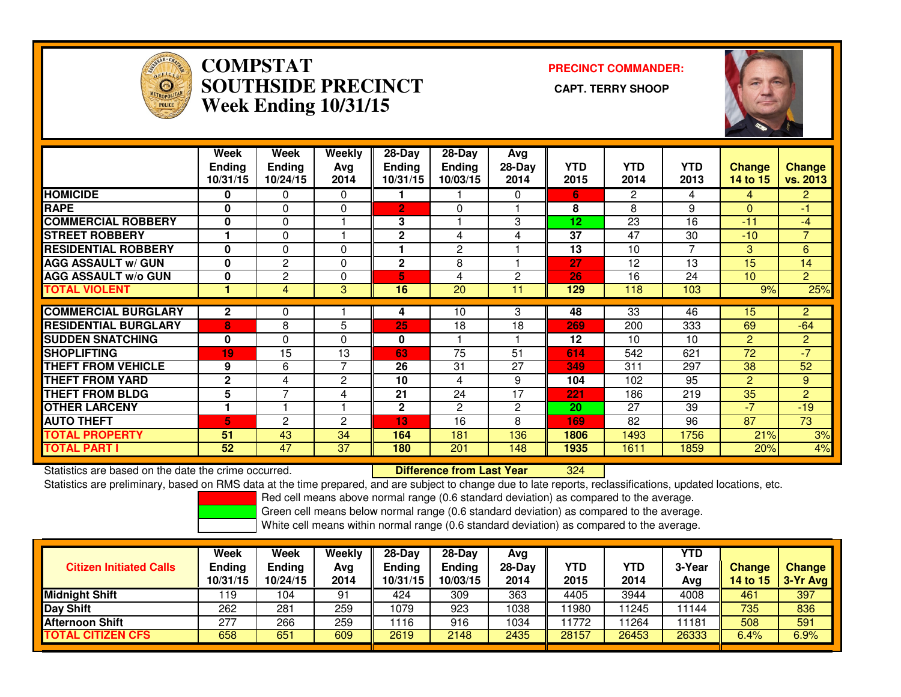# COMPSTAT SOUTHSIDE PRECINCT
## Week Ending 10/31/15

**PRECINCT COMMANDER:**

**CAPT. TERRY SHOOP**

| | Week Ending 10/31/15 | Week Ending 10/24/15 | Weekly Avg 2014 | 28-Day Ending 10/31/15 | 28-Day Ending 10/03/15 | Avg 28-Day 2014 | YTD 2015 | YTD 2014 | YTD 2013 | Change 14 to 15 | Change vs. 2013 |
|---|---|---|---|---|---|---|---|---|---|---|---|
| HOMICIDE | 0 | 0 | 0 | 1 | 1 | 0 | 6 | 2 | 4 | 4 | 2 |
| RAPE | 0 | 0 | 0 | 2 | 0 | 1 | 8 | 8 | 9 | 0 | -1 |
| COMMERCIAL ROBBERY | 0 | 0 | 1 | 3 | 1 | 3 | 12 | 23 | 16 | -11 | -4 |
| STREET ROBBERY | 1 | 0 | 1 | 2 | 4 | 4 | 37 | 47 | 30 | -10 | 7 |
| RESIDENTIAL ROBBERY | 0 | 0 | 0 | 1 | 2 | 1 | 13 | 10 | 7 | 3 | 6 |
| AGG ASSAULT w/ GUN | 0 | 2 | 0 | 2 | 8 | 1 | 27 | 12 | 13 | 15 | 14 |
| AGG ASSAULT w/o GUN | 0 | 2 | 0 | 5 | 4 | 2 | 26 | 16 | 24 | 10 | 2 |
| TOTAL VIOLENT | 1 | 4 | 3 | 16 | 20 | 11 | 129 | 118 | 103 | 9% | 25% |
| COMMERCIAL BURGLARY | 2 | 0 | 1 | 4 | 10 | 3 | 48 | 33 | 46 | 15 | 2 |
| RESIDENTIAL BURGLARY | 8 | 8 | 5 | 25 | 18 | 18 | 269 | 200 | 333 | 69 | -64 |
| SUDDEN SNATCHING | 0 | 0 | 0 | 0 | 1 | 1 | 12 | 10 | 10 | 2 | 2 |
| SHOPLIFTING | 19 | 15 | 13 | 63 | 75 | 51 | 614 | 542 | 621 | 72 | -7 |
| THEFT FROM VEHICLE | 9 | 6 | 7 | 26 | 31 | 27 | 349 | 311 | 297 | 38 | 52 |
| THEFT FROM YARD | 2 | 4 | 2 | 10 | 4 | 9 | 104 | 102 | 95 | 2 | 9 |
| THEFT FROM BLDG | 5 | 7 | 4 | 21 | 24 | 17 | 221 | 186 | 219 | 35 | 2 |
| OTHER LARCENY | 1 | 1 | 1 | 2 | 2 | 2 | 20 | 27 | 39 | -7 | -19 |
| AUTO THEFT | 5 | 2 | 2 | 13 | 16 | 8 | 169 | 82 | 96 | 87 | 73 |
| TOTAL PROPERTY | 51 | 43 | 34 | 164 | 181 | 136 | 1806 | 1493 | 1756 | 21% | 3% |
| TOTAL PART I | 52 | 47 | 37 | 180 | 201 | 148 | 1935 | 1611 | 1859 | 20% | 4% |

Statistics are based on the date the crime occurred. **Difference from Last Year** 324

Statistics are preliminary, based on RMS data at the time prepared, and are subject to change due to late reports, reclassifications, updated locations, etc.

Red cell means above normal range (0.6 standard deviation) as compared to the average.

Green cell means below normal range (0.6 standard deviation) as compared to the average.

White cell means within normal range (0.6 standard deviation) as compared to the average.

| Citizen Initiated Calls | Week Ending 10/31/15 | Week Ending 10/24/15 | Weekly Avg 2014 | 28-Day Ending 10/31/15 | 28-Day Ending 10/03/15 | Avg 28-Day 2014 | YTD 2015 | YTD 2014 | YTD 3-Year Avg | Change 14 to 15 | Change 3-Yr Avg |
|---|---|---|---|---|---|---|---|---|---|---|---|
| Midnight Shift | 119 | 104 | 91 | 424 | 309 | 363 | 4405 | 3944 | 4008 | 461 | 397 |
| Day Shift | 262 | 281 | 259 | 1079 | 923 | 1038 | 11980 | 11245 | 11144 | 735 | 836 |
| Afternoon Shift | 277 | 266 | 259 | 1116 | 916 | 1034 | 11772 | 11264 | 11181 | 508 | 591 |
| TOTAL CITIZEN CFS | 658 | 651 | 609 | 2619 | 2148 | 2435 | 28157 | 26453 | 26333 | 6.4% | 6.9% |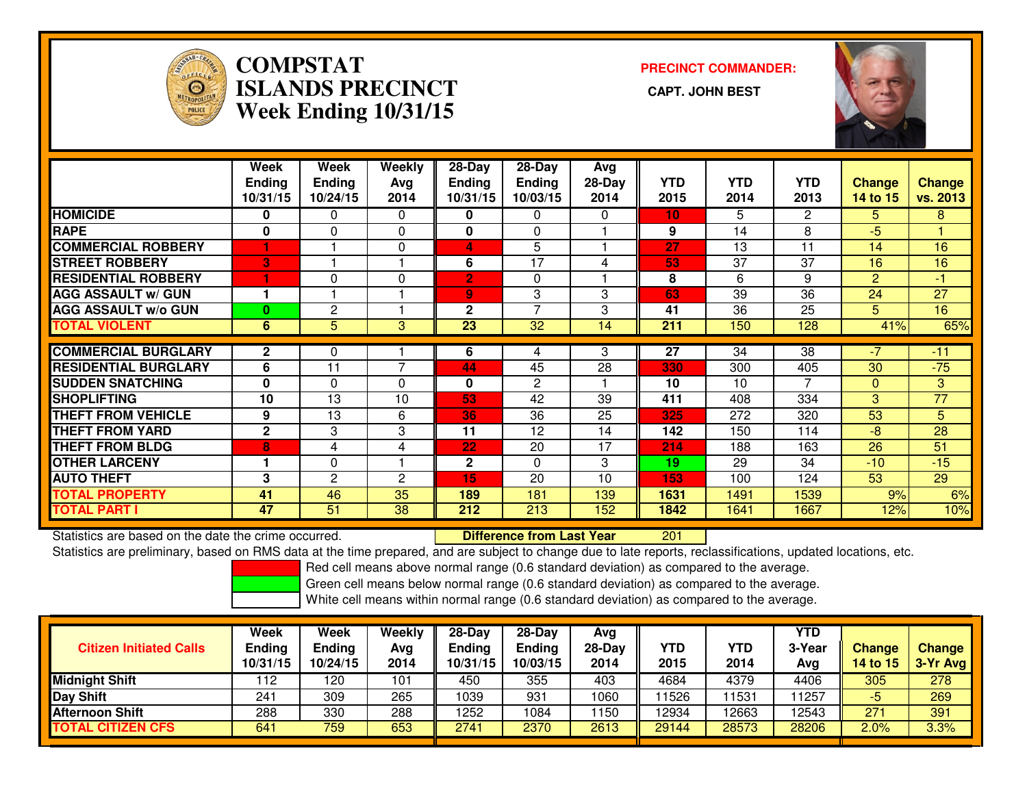# COMPSTAT
# ISLANDS PRECINCT
# Week Ending 10/31/15

**PRECINCT COMMANDER:**

**CAPT. JOHN BEST**

| | Week Ending 10/31/15 | Week Ending 10/24/15 | Weekly Avg 2014 | 28-Day Ending 10/31/15 | 28-Day Ending 10/03/15 | Avg 28-Day 2014 | YTD 2015 | YTD 2014 | YTD 2013 | Change 14 to 15 | Change vs. 2013 |
|---|---|---|---|---|---|---|---|---|---|---|---|
| HOMICIDE | 0 | 0 | 0 | 0 | 0 | 0 | 10 | 5 | 2 | 5 | 8 |
| RAPE | 0 | 0 | 0 | 0 | 0 | 1 | 9 | 14 | 8 | -5 | 1 |
| COMMERCIAL ROBBERY | 1 | 1 | 0 | 4 | 5 | 1 | 27 | 13 | 11 | 14 | 16 |
| STREET ROBBERY | 3 | 1 | 1 | 6 | 17 | 4 | 53 | 37 | 37 | 16 | 16 |
| RESIDENTIAL ROBBERY | 1 | 0 | 0 | 2 | 0 | 1 | 8 | 6 | 9 | 2 | -1 |
| AGG ASSAULT w/ GUN | 1 | 1 | 1 | 9 | 3 | 3 | 63 | 39 | 36 | 24 | 27 |
| AGG ASSAULT w/o GUN | 0 | 2 | 1 | 2 | 7 | 3 | 41 | 36 | 25 | 5 | 16 |
| TOTAL VIOLENT | 6 | 5 | 3 | 23 | 32 | 14 | 211 | 150 | 128 | 41% | 65% |
| COMMERCIAL BURGLARY | 2 | 0 | 1 | 6 | 4 | 3 | 27 | 34 | 38 | -7 | -11 |
| RESIDENTIAL BURGLARY | 6 | 11 | 7 | 44 | 45 | 28 | 330 | 300 | 405 | 30 | -75 |
| SUDDEN SNATCHING | 0 | 0 | 0 | 0 | 2 | 1 | 10 | 10 | 7 | 0 | 3 |
| SHOPLIFTING | 10 | 13 | 10 | 53 | 42 | 39 | 411 | 408 | 334 | 3 | 77 |
| THEFT FROM VEHICLE | 9 | 13 | 6 | 36 | 36 | 25 | 325 | 272 | 320 | 53 | 5 |
| THEFT FROM YARD | 2 | 3 | 3 | 11 | 12 | 14 | 142 | 150 | 114 | -8 | 28 |
| THEFT FROM BLDG | 8 | 4 | 4 | 22 | 20 | 17 | 214 | 188 | 163 | 26 | 51 |
| OTHER LARCENY | 1 | 0 | 1 | 2 | 0 | 3 | 19 | 29 | 34 | -10 | -15 |
| AUTO THEFT | 3 | 2 | 2 | 15 | 20 | 10 | 153 | 100 | 124 | 53 | 29 |
| TOTAL PROPERTY | 41 | 46 | 35 | 189 | 181 | 139 | 1631 | 1491 | 1539 | 9% | 6% |
| TOTAL PART I | 47 | 51 | 38 | 212 | 213 | 152 | 1842 | 1641 | 1667 | 12% | 10% |

Statistics are based on the date the crime occurred. **Difference from Last Year** 201

Statistics are preliminary, based on RMS data at the time prepared, and are subject to change due to late reports, reclassifications, updated locations, etc.

Red cell means above normal range (0.6 standard deviation) as compared to the average.

Green cell means below normal range (0.6 standard deviation) as compared to the average.

White cell means within normal range (0.6 standard deviation) as compared to the average.

| Citizen Initiated Calls | Week Ending 10/31/15 | Week Ending 10/24/15 | Weekly Avg 2014 | 28-Day Ending 10/31/15 | 28-Day Ending 10/03/15 | Avg 28-Day 2014 | YTD 2015 | YTD 2014 | YTD 3-Year Avg | Change 14 to 15 | Change 3-Yr Avg |
|---|---|---|---|---|---|---|---|---|---|---|---|
| Midnight Shift | 112 | 120 | 101 | 450 | 355 | 403 | 4684 | 4379 | 4406 | 305 | 278 |
| Day Shift | 241 | 309 | 265 | 1039 | 931 | 1060 | 11526 | 11531 | 11257 | -5 | 269 |
| Afternoon Shift | 288 | 330 | 288 | 1252 | 1084 | 1150 | 12934 | 12663 | 12543 | 271 | 391 |
| TOTAL CITIZEN CFS | 641 | 759 | 653 | 2741 | 2370 | 2613 | 29144 | 28573 | 28206 | 2.0% | 3.3% |